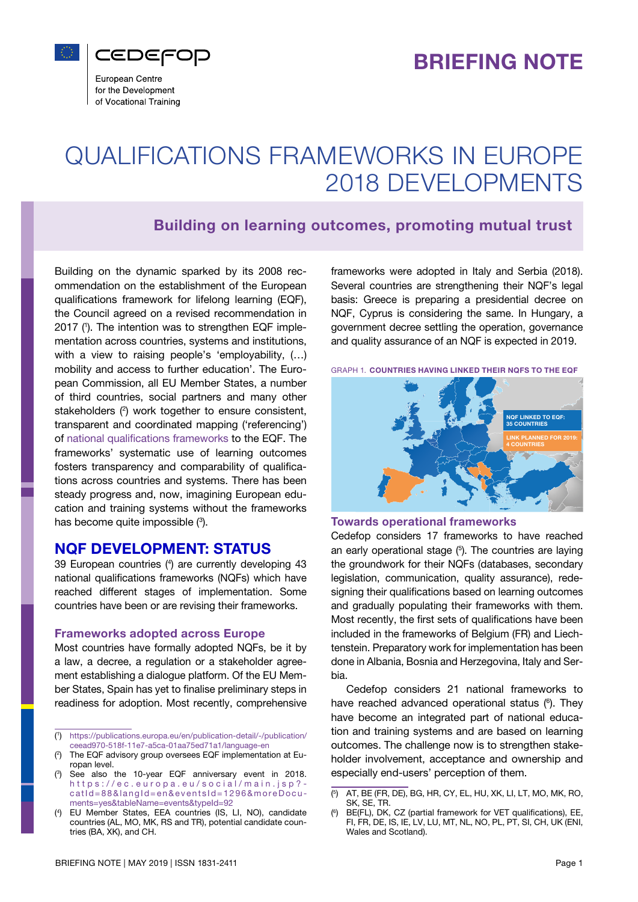# BRIEFING NOTE

European Centre for the Development of Vocational Training

# QUALIFICATIONS FRAMEWORKS IN EUROPE 2018 DEVELOPMENTS

## Building on learning outcomes, promoting mutual trust

Building on the dynamic sparked by its 2008 recommendation on the establishment of the European qualifications framework for lifelong learning (EQF), the Council agreed on a revised recommendation in 2017 [1]. The intention was to strengthen EQF implementation across countries, systems and institutions, with a view to raising people's 'employability, (…) mobility and access to further education'. The European Commission, all EU Member States, a number of third countries, social partners and many other stakeholders [2] work together to ensure consistent, transparent and coordinated mapping ('referencing') of national qualifications frameworks to the EQF. The frameworks' systematic use of learning outcomes fosters transparency and comparability of qualifications across countries and systems. There has been steady progress and, now, imagining European education and training systems without the frameworks has become quite impossible [3].

## NQF DEVELOPMENT: STATUS

39 European countries [4] are currently developing 43 national qualifications frameworks (NQFs) which have reached different stages of implementation. Some countries have been or are revising their frameworks.

### Frameworks adopted across Europe

Most countries have formally adopted NQFs, be it by a law, a decree, a regulation or a stakeholder agreement establishing a dialogue platform. Of the EU Member States, Spain has yet to finalise preliminary steps in readiness for adoption. Most recently, comprehensive frameworks were adopted in Italy and Serbia (2018). Several countries are strengthening their NQF's legal basis: Greece is preparing a presidential decree on NQF, Cyprus is considering the same. In Hungary, a government decree settling the operation, governance and quality assurance of an NQF is expected in 2019.

GRAPH 1. **COUNTRIES HAVING LINKED THEIR NQFS TO THE EQF**

NQF LINKED TO EQF: 35 COUNTRIES

LINK PLANNED FOR 2019: 4 COUNTRIES

### Towards operational frameworks

Cedefop considers 17 frameworks to have reached an early operational stage [5]. The countries are laying the groundwork for their NQFs (databases, secondary legislation, communication, quality assurance), redesigning their qualifications based on learning outcomes and gradually populating their frameworks with them. Most recently, the first sets of qualifications have been included in the frameworks of Belgium (FR) and Liechtenstein. Preparatory work for implementation has been done in Albania, Bosnia and Herzegovina, Italy and Serbia.

Cedefop considers 21 national frameworks to have reached advanced operational status [6]. They have become an integrated part of national education and training systems and are based on learning outcomes. The challenge now is to strengthen stakeholder involvement, acceptance and ownership and especially end-users' perception of them.

---

[1] https://publications.europa.eu/en/publication-detail/-/publication/ceead970-518f-11e7-a5ca-01aa75ed71a1/language-en

[2] The EQF advisory group oversees EQF implementation at European level.

[3] See also the 10-year EQF anniversary event in 2018. https://ec.europa.eu/social/main.jsp?catId=88&langId=en&eventsId=1296&moreDocuments=yes&tableName=events&typeId=92

[4] EU Member States, EEA countries (IS, LI, NO), candidate countries (AL, MO, MK, RS and TR), potential candidate countries (BA, XK), and CH.

[5] AT, BE (FR, DE), BG, HR, CY, EL, HU, XK, LI, LT, MO, MK, RO, SK, SE, TR.

[6] BE(FL), DK, CZ (partial framework for VET qualifications), EE, FI, FR, DE, IS, IE, LV, LU, MT, NL, NO, PL, PT, SI, CH, UK (ENI, Wales and Scotland).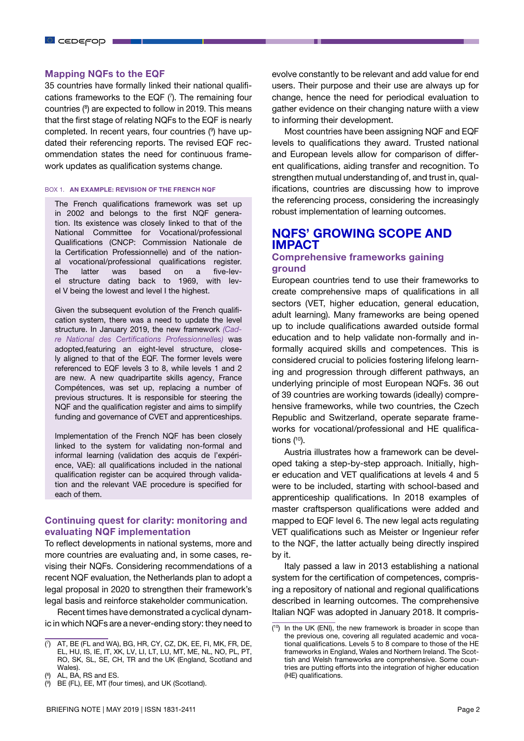## Mapping NQFs to the EQF

35 countries have formally linked their national qualifications frameworks to the EQF ([7]). The remaining four countries ([8]) are expected to follow in 2019. This means that the first stage of relating NQFs to the EQF is nearly completed. In recent years, four countries ([9]) have updated their referencing reports. The revised EQF recommendation states the need for continuous framework updates as qualification systems change.

BOX 1. **AN EXAMPLE: REVISION OF THE FRENCH NQF**

> The French qualifications framework was set up in 2002 and belongs to the first NQF generation. Its existence was closely linked to that of the National Committee for Vocational/professional Qualifications (CNCP: Commission Nationale de la Certification Professionnelle) and of the national vocational/professional qualifications register. The latter was based on a five-level structure dating back to 1969, with level V being the lowest and level I the highest.
>
> Given the subsequent evolution of the French qualification system, there was a need to update the level structure. In January 2019, the new framework *(Cadre National des Certifications Professionnelles)* was adopted,featuring an eight-level structure, closely aligned to that of the EQF. The former levels were referenced to EQF levels 3 to 8, while levels 1 and 2 are new. A new quadripartite skills agency, France Compétences, was set up, replacing a number of previous structures. It is responsible for steering the NQF and the qualification register and aims to simplify funding and governance of CVET and apprenticeships.
>
> Implementation of the French NQF has been closely linked to the system for validating non-formal and informal learning (validation des acquis de l'expérience, VAE): all qualifications included in the national qualification register can be acquired through validation and the relevant VAE procedure is specified for each of them.

## Continuing quest for clarity: monitoring and evaluating NQF implementation

To reflect developments in national systems, more and more countries are evaluating and, in some cases, revising their NQFs. Considering recommendations of a recent NQF evaluation, the Netherlands plan to adopt a legal proposal in 2020 to strengthen their framework's legal basis and reinforce stakeholder communication.

Recent times have demonstrated a cyclical dynamic in which NQFs are a never-ending story: they need to evolve constantly to be relevant and add value for end users. Their purpose and their use are always up for change, hence the need for periodical evaluation to gather evidence on their changing nature wiith a view to informing their development.

Most countries have been assigning NQF and EQF levels to qualifications they award. Trusted national and European levels allow for comparison of different qualifications, aiding transfer and recognition. To strengthen mutual understanding of, and trust in, qualifications, countries are discussing how to improve the referencing process, considering the increasingly robust implementation of learning outcomes.

# NQFS' GROWING SCOPE AND IMPACT

## Comprehensive frameworks gaining ground

European countries tend to use their frameworks to create comprehensive maps of qualifications in all sectors (VET, higher education, general education, adult learning). Many frameworks are being opened up to include qualifications awarded outside formal education and to help validate non-formally and informally acquired skills and competences. This is considered crucial to policies fostering lifelong learning and progression through different pathways, an underlying principle of most European NQFs. 36 out of 39 countries are working towards (ideally) comprehensive frameworks, while two countries, the Czech Republic and Switzerland, operate separate frameworks for vocational/professional and HE qualifications ([10]).

Austria illustrates how a framework can be developed taking a step-by-step approach. Initially, higher education and VET qualifications at levels 4 and 5 were to be included, starting with school-based and apprenticeship qualifications. In 2018 examples of master craftsperson qualifications were added and mapped to EQF level 6. The new legal acts regulating VET qualifications such as Meister or Ingenieur refer to the NQF, the latter actually being directly inspired by it.

Italy passed a law in 2013 establishing a national system for the certification of competences, comprising a repository of national and regional qualifications described in learning outcomes. The comprehensive Italian NQF was adopted in January 2018. It compris-

---

([7]) AT, BE (FL and WA), BG, HR, CY, CZ, DK, EE, FI, MK, FR, DE, EL, HU, IS, IE, IT, XK, LV, LI, LT, LU, MT, ME, NL, NO, PL, PT, RO, SK, SL, SE, CH, TR and the UK (England, Scotland and Wales).

([8]) AL, BA, RS and ES.

([9]) BE (FL), EE, MT (four times), and UK (Scotland).

([10]) In the UK (ENI), the new framework is broader in scope than the previous one, covering all regulated academic and vocational qualifications. Levels 5 to 8 compare to those of the HE frameworks in England, Wales and Northern Ireland. The Scottish and Welsh frameworks are comprehensive. Some countries are putting efforts into the integration of higher education (HE) qualifications.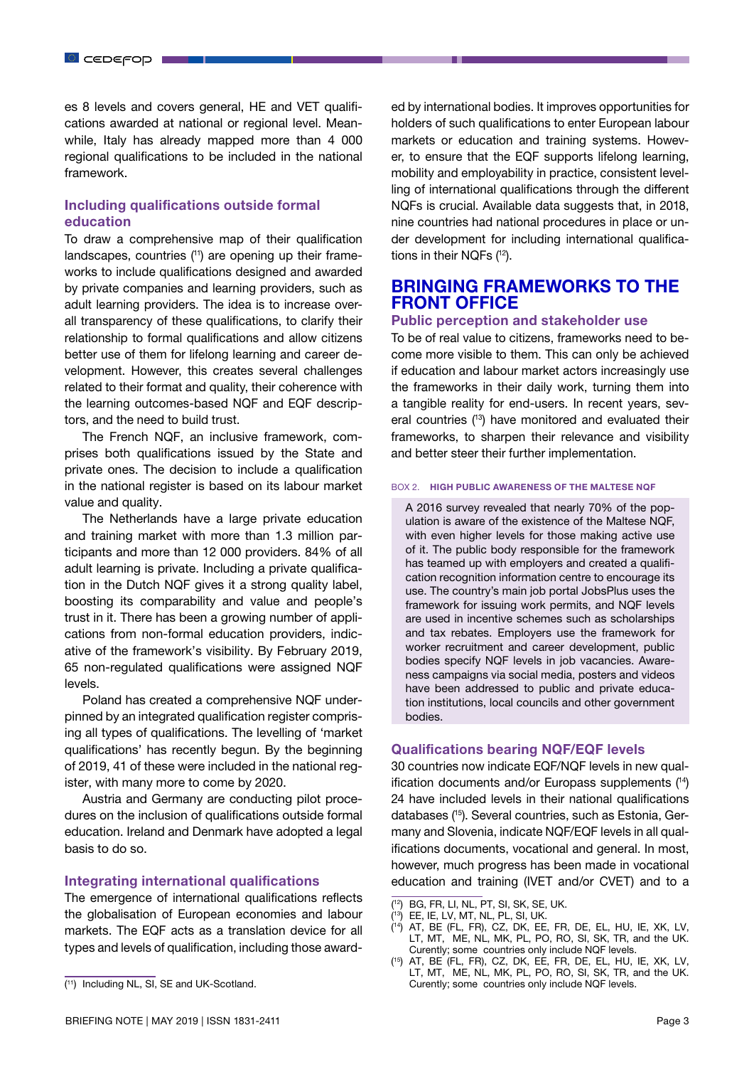es 8 levels and covers general, HE and VET qualifications awarded at national or regional level. Meanwhile, Italy has already mapped more than 4 000 regional qualifications to be included in the national framework.

### Including qualifications outside formal education

To draw a comprehensive map of their qualification landscapes, countries [11] are opening up their frameworks to include qualifications designed and awarded by private companies and learning providers, such as adult learning providers. The idea is to increase overall transparency of these qualifications, to clarify their relationship to formal qualifications and allow citizens better use of them for lifelong learning and career development. However, this creates several challenges related to their format and quality, their coherence with the learning outcomes-based NQF and EQF descriptors, and the need to build trust.

The French NQF, an inclusive framework, comprises both qualifications issued by the State and private ones. The decision to include a qualification in the national register is based on its labour market value and quality.

The Netherlands have a large private education and training market with more than 1.3 million participants and more than 12 000 providers. 84% of all adult learning is private. Including a private qualification in the Dutch NQF gives it a strong quality label, boosting its comparability and value and people's trust in it. There has been a growing number of applications from non-formal education providers, indicative of the framework's visibility. By February 2019, 65 non-regulated qualifications were assigned NQF levels.

Poland has created a comprehensive NQF underpinned by an integrated qualification register comprising all types of qualifications. The levelling of 'market qualifications' has recently begun. By the beginning of 2019, 41 of these were included in the national register, with many more to come by 2020.

Austria and Germany are conducting pilot procedures on the inclusion of qualifications outside formal education. Ireland and Denmark have adopted a legal basis to do so.

### Integrating international qualifications

The emergence of international qualifications reflects the globalisation of European economies and labour markets. The EQF acts as a translation device for all types and levels of qualification, including those awarded by international bodies. It improves opportunities for holders of such qualifications to enter European labour markets or education and training systems. However, to ensure that the EQF supports lifelong learning, mobility and employability in practice, consistent levelling of international qualifications through the different NQFs is crucial. Available data suggests that, in 2018, nine countries had national procedures in place or under development for including international qualifications in their NQFs [12].

## BRINGING FRAMEWORKS TO THE FRONT OFFICE

### Public perception and stakeholder use

To be of real value to citizens, frameworks need to become more visible to them. This can only be achieved if education and labour market actors increasingly use the frameworks in their daily work, turning them into a tangible reality for end-users. In recent years, several countries [13] have monitored and evaluated their frameworks, to sharpen their relevance and visibility and better steer their further implementation.

**BOX 2. HIGH PUBLIC AWARENESS OF THE MALTESE NQF**

> A 2016 survey revealed that nearly 70% of the population is aware of the existence of the Maltese NQF, with even higher levels for those making active use of it. The public body responsible for the framework has teamed up with employers and created a qualification recognition information centre to encourage its use. The country's main job portal JobsPlus uses the framework for issuing work permits, and NQF levels are used in incentive schemes such as scholarships and tax rebates. Employers use the framework for worker recruitment and career development, public bodies specify NQF levels in job vacancies. Awareness campaigns via social media, posters and videos have been addressed to public and private education institutions, local councils and other government bodies.

### Qualifications bearing NQF/EQF levels

30 countries now indicate EQF/NQF levels in new qualification documents and/or Europass supplements [14] 24 have included levels in their national qualifications databases [15]. Several countries, such as Estonia, Germany and Slovenia, indicate NQF/EQF levels in all qualifications documents, vocational and general. In most, however, much progress has been made in vocational education and training (IVET and/or CVET) and to a

---

[11] Including NL, SI, SE and UK-Scotland.

[12] BG, FR, LI, NL, PT, SI, SK, SE, UK.

[13] EE, IE, LV, MT, NL, PL, SI, UK.

[14] AT, BE (FL, FR), CZ, DK, EE, FR, DE, EL, HU, IE, XK, LV, LT, MT, ME, NL, MK, PL, PO, RO, SI, SK, TR, and the UK. Curently; some countries only include NQF levels.

[15] AT, BE (FL, FR), CZ, DK, EE, FR, DE, EL, HU, IE, XK, LV, LT, MT, ME, NL, MK, PL, PO, RO, SI, SK, TR, and the UK. Curently; some countries only include NQF levels.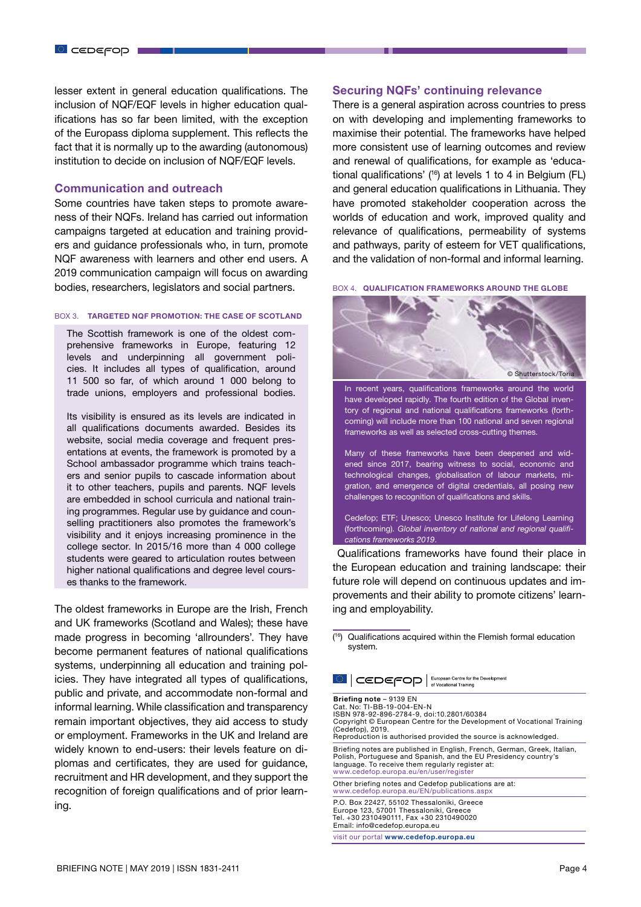lesser extent in general education qualifications. The inclusion of NQF/EQF levels in higher education qualifications has so far been limited, with the exception of the Europass diploma supplement. This reflects the fact that it is normally up to the awarding (autonomous) institution to decide on inclusion of NQF/EQF levels.

### Communication and outreach

Some countries have taken steps to promote awareness of their NQFs. Ireland has carried out information campaigns targeted at education and training providers and guidance professionals who, in turn, promote NQF awareness with learners and other end users. A 2019 communication campaign will focus on awarding bodies, researchers, legislators and social partners.

BOX 3. **TARGETED NQF PROMOTION: THE CASE OF SCOTLAND**

> The Scottish framework is one of the oldest comprehensive frameworks in Europe, featuring 12 levels and underpinning all government policies. It includes all types of qualification, around 11 500 so far, of which around 1 000 belong to trade unions, employers and professional bodies.
>
> Its visibility is ensured as its levels are indicated in all qualifications documents awarded. Besides its website, social media coverage and frequent presentations at events, the framework is promoted by a School ambassador programme which trains teachers and senior pupils to cascade information about it to other teachers, pupils and parents. NQF levels are embedded in school curricula and national training programmes. Regular use by guidance and counselling practitioners also promotes the framework's visibility and it enjoys increasing prominence in the college sector. In 2015/16 more than 4 000 college students were geared to articulation routes between higher national qualifications and degree level courses thanks to the framework.

The oldest frameworks in Europe are the Irish, French and UK frameworks (Scotland and Wales); these have made progress in becoming 'allrounders'. They have become permanent features of national qualifications systems, underpinning all education and training policies. They have integrated all types of qualifications, public and private, and accommodate non-formal and informal learning. While classification and transparency remain important objectives, they aid access to study or employment. Frameworks in the UK and Ireland are widely known to end-users: their levels feature on diplomas and certificates, they are used for guidance, recruitment and HR development, and they support the recognition of foreign qualifications and of prior learning.

### Securing NQFs' continuing relevance

There is a general aspiration across countries to press on with developing and implementing frameworks to maximise their potential. The frameworks have helped more consistent use of learning outcomes and review and renewal of qualifications, for example as 'educational qualifications' ([16]) at levels 1 to 4 in Belgium (FL) and general education qualifications in Lithuania. They have promoted stakeholder cooperation across the worlds of education and work, improved quality and relevance of qualifications, permeability of systems and pathways, parity of esteem for VET qualifications, and the validation of non-formal and informal learning.

BOX 4. **QUALIFICATION FRAMEWORKS AROUND THE GLOBE**

© Shutterstock/Toria

> In recent years, qualifications frameworks around the world have developed rapidly. The fourth edition of the Global inventory of regional and national qualifications frameworks (forthcoming) will include more than 100 national and seven regional frameworks as well as selected cross-cutting themes.
>
> Many of these frameworks have been deepened and widened since 2017, bearing witness to social, economic and technological changes, globalisation of labour markets, migration, and emergence of digital credentials, all posing new challenges to recognition of qualifications and skills.
>
> Cedefop; ETF; Unesco; Unesco Institute for Lifelong Learning (forthcoming). *Global inventory of national and regional qualifications frameworks 2019*.

Qualifications frameworks have found their place in the European education and training landscape: their future role will depend on continuous updates and improvements and their ability to promote citizens' learning and employability.

([16]) Qualifications acquired within the Flemish formal education system.

CEDEFOP | European Centre for the Development of Vocational Training

**Briefing note** – 9139 EN
Cat. No: TI-BB-19-004-EN-N
ISBN 978-92-896-2784-9, doi:10.2801/60384
Copyright © European Centre for the Development of Vocational Training (Cedefop), 2019.
Reproduction is authorised provided the source is acknowledged.

Briefing notes are published in English, French, German, Greek, Italian, Polish, Portuguese and Spanish, and the EU Presidency country's language. To receive them regularly register at:
www.cedefop.europa.eu/en/user/register

Other briefing notes and Cedefop publications are at:
www.cedefop.europa.eu/EN/publications.aspx

P.O. Box 22427, 55102 Thessaloniki, Greece
Europe 123, 57001 Thessaloniki, Greece
Tel. +30 2310490111, Fax +30 2310490020
Email: info@cedefop.europa.eu

visit our portal **www.cedefop.europa.eu**